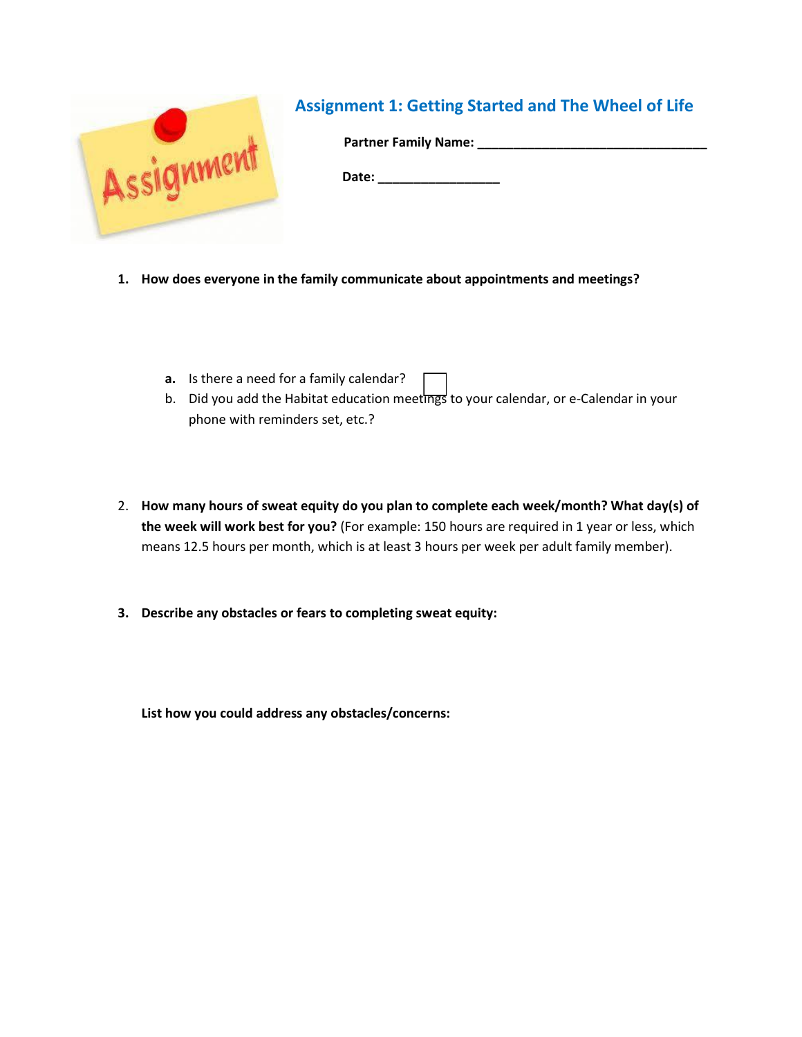# Assignment 1: Getting Started and The Wheel of Life

**Partner Family Name:** ________________________________

**Date:** _________________

1. **How does everyone in the family communicate about appointments and meetings?**

   **a.** Is there a need for a family calendar? ☐

   b. Did you add the Habitat education meetings to your calendar, or e-Calendar in your phone with reminders set, etc.?

2. **How many hours of sweat equity do you plan to complete each week/month? What day(s) of the week will work best for you?** (For example: 150 hours are required in 1 year or less, which means 12.5 hours per month, which is at least 3 hours per week per adult family member).

3. **Describe any obstacles or fears to completing sweat equity:**

   **List how you could address any obstacles/concerns:**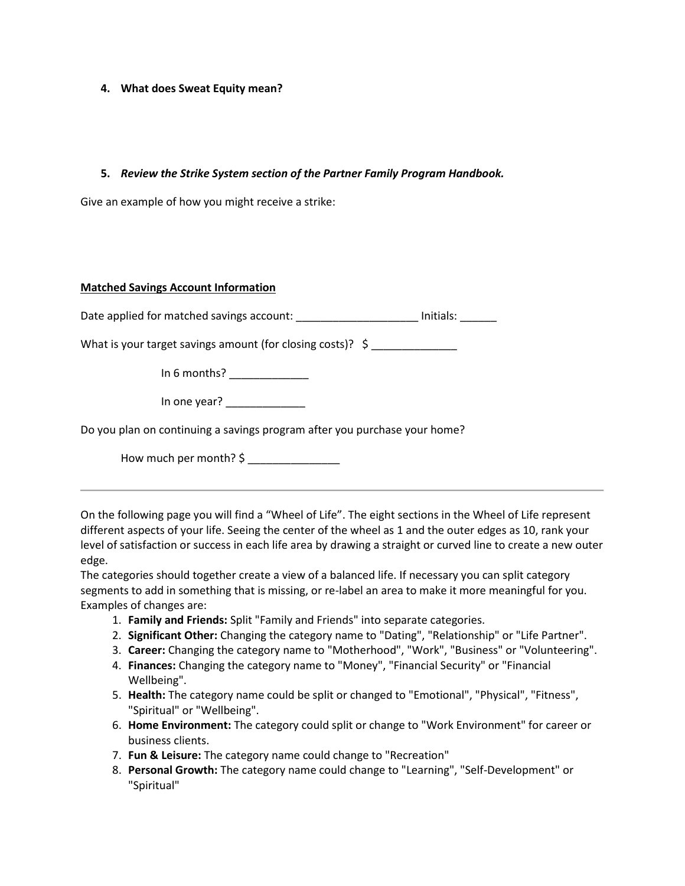4. **What does Sweat Equity mean?**

5. ***Review the Strike System section of the Partner Family Program Handbook.***

Give an example of how you might receive a strike:

**<u>Matched Savings Account Information</u>**

Date applied for matched savings account: ____________________ Initials: ______

What is your target savings amount (for closing costs)? $ ______________

In 6 months? _____________

In one year? _____________

Do you plan on continuing a savings program after you purchase your home?

How much per month? $ _______________

---

On the following page you will find a "Wheel of Life". The eight sections in the Wheel of Life represent different aspects of your life. Seeing the center of the wheel as 1 and the outer edges as 10, rank your level of satisfaction or success in each life area by drawing a straight or curved line to create a new outer edge.

The categories should together create a view of a balanced life. If necessary you can split category segments to add in something that is missing, or re-label an area to make it more meaningful for you. Examples of changes are:

1. **Family and Friends:** Split "Family and Friends" into separate categories.
2. **Significant Other:** Changing the category name to "Dating", "Relationship" or "Life Partner".
3. **Career:** Changing the category name to "Motherhood", "Work", "Business" or "Volunteering".
4. **Finances:** Changing the category name to "Money", "Financial Security" or "Financial Wellbeing".
5. **Health:** The category name could be split or changed to "Emotional", "Physical", "Fitness", "Spiritual" or "Wellbeing".
6. **Home Environment:** The category could split or change to "Work Environment" for career or business clients.
7. **Fun & Leisure:** The category name could change to "Recreation"
8. **Personal Growth:** The category name could change to "Learning", "Self-Development" or "Spiritual"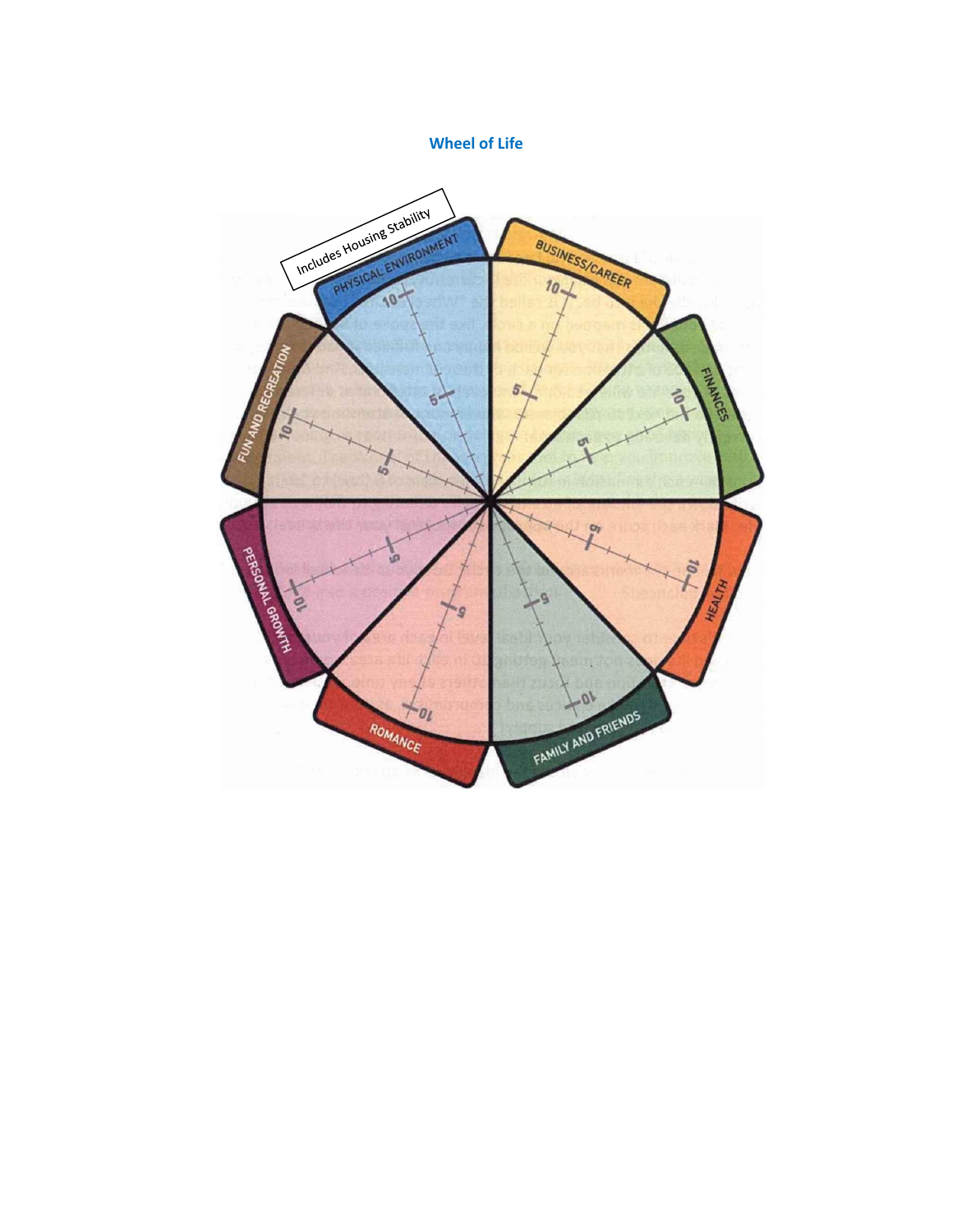# Wheel of Life

Includes Housing Stability

PHYSICAL ENVIRONMENT

BUSINESS/CAREER

FINANCES

HEALTH

FAMILY AND FRIENDS

ROMANCE

PERSONAL GROWTH

FUN AND RECREATION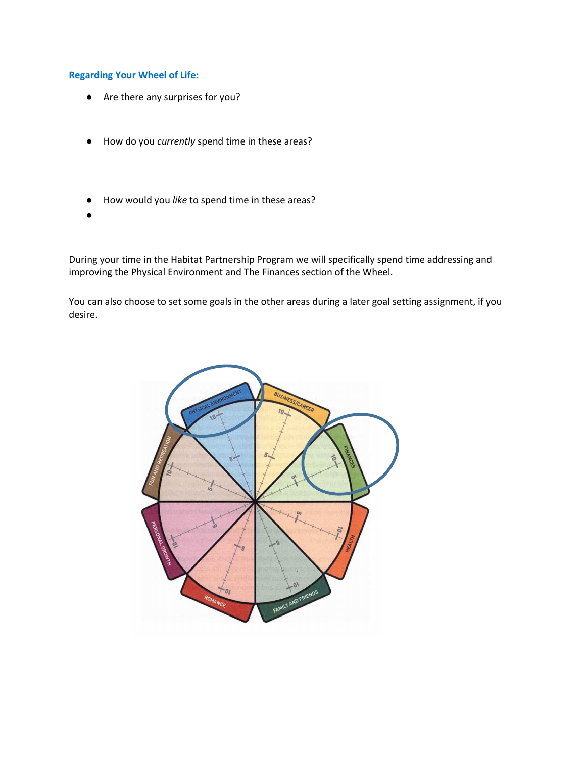### Regarding Your Wheel of Life:

- Are there any surprises for you?

- How do you *currently* spend time in these areas?

- How would you *like* to spend time in these areas?

During your time in the Habitat Partnership Program we will specifically spend time addressing and improving the Physical Environment and The Finances section of the Wheel.

You can also choose to set some goals in the other areas during a later goal setting assignment, if you desire.

PHYSICAL ENVIRONMENT

BUSINESS/CAREER

FINANCES

HEALTH

FAMILY AND FRIENDS

ROMANCE

PERSONAL GROWTH

FUN AND RECREATION